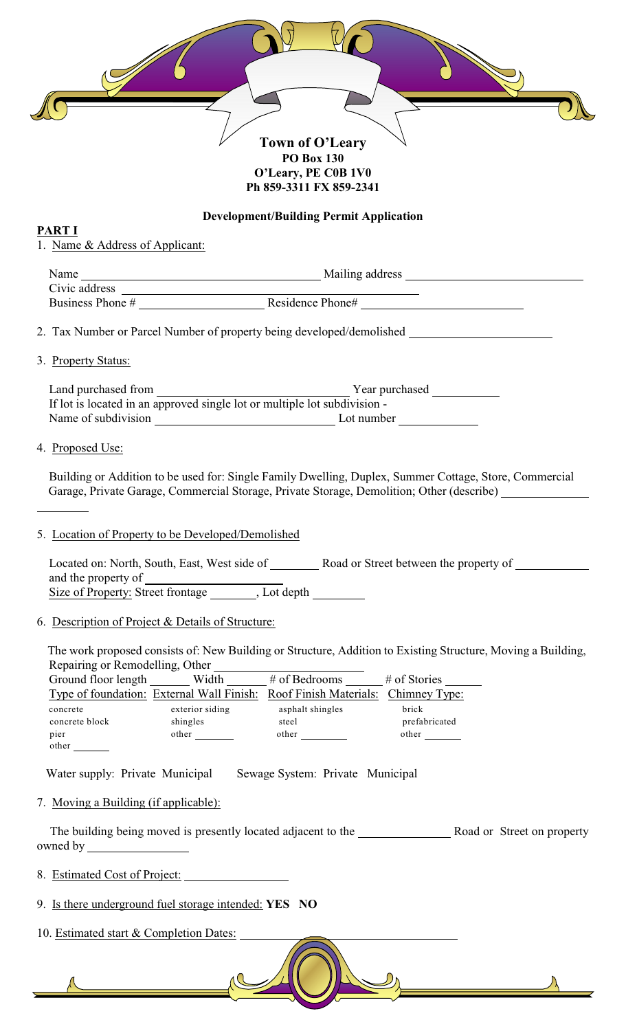**Town of O'Leary**
**PO Box 130**
**O'Leary, PE C0B 1V0**
**Ph 859-3311 FX 859-2341**

## Development/Building Permit Application

### PART I

1. Name & Address of Applicant:

   Name ______________________ Mailing address ______________________
   Civic address ______________________
   Business Phone # ______________ Residence Phone# ______________

2. Tax Number or Parcel Number of property being developed/demolished ______________

3. Property Status:

   Land purchased from ______________________ Year purchased ________
   If lot is located in an approved single lot or multiple lot subdivision -
   Name of subdivision ______________________ Lot number ________

4. Proposed Use:

   Building or Addition to be used for: Single Family Dwelling, Duplex, Summer Cottage, Store, Commercial Garage, Private Garage, Commercial Storage, Private Storage, Demolition; Other (describe) ______________

5. Location of Property to be Developed/Demolished

   Located on: North, South, East, West side of ________ Road or Street between the property of ________ and the property of ______________
   Size of Property: Street frontage ________, Lot depth ________

6. Description of Project & Details of Structure:

   The work proposed consists of: New Building or Structure, Addition to Existing Structure, Moving a Building, Repairing or Remodelling, Other ______________
   Ground floor length ______ Width ______ # of Bedrooms ______ # of Stories ______

| Type of foundation: | External Wall Finish: | Roof Finish Materials: | Chimney Type: |
|---|---|---|---|
| concrete | exterior siding | asphalt shingles | brick |
| concrete block | shingles | steel | prefabricated |
| pier | other ______ | other ______ | other ______ |
| other ______ | | | |

   Water supply: Private Municipal     Sewage System: Private Municipal

7. Moving a Building (if applicable):

   The building being moved is presently located adjacent to the ______________ Road or Street on property owned by ______________

8. Estimated Cost of Project: ______________

9. Is there underground fuel storage intended: **YES NO**

10. Estimated start & Completion Dates: ______________________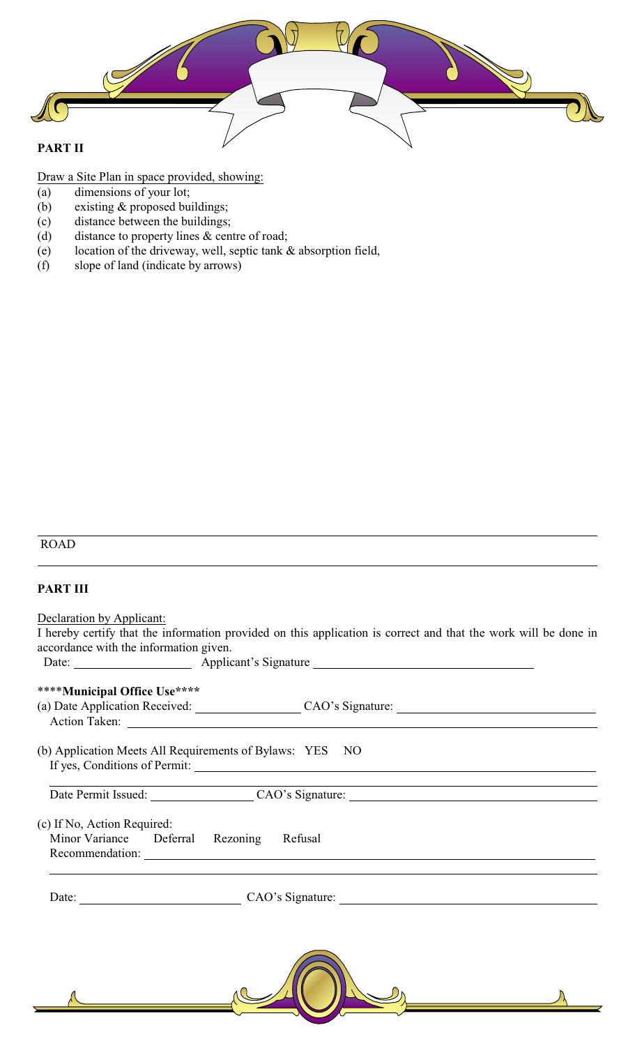**PART II**

Draw a Site Plan in space provided, showing:

(a) dimensions of your lot;
(b) existing & proposed buildings;
(c) distance between the buildings;
(d) distance to property lines & centre of road;
(e) location of the driveway, well, septic tank & absorption field,
(f) slope of land (indicate by arrows)

ROAD

**PART III**

Declaration by Applicant:

I hereby certify that the information provided on this application is correct and that the work will be done in accordance with the information given.

Date: ____________________ Applicant's Signature ______________________________________

****Municipal Office Use****

(a) Date Application Received: ____________________ CAO's Signature: ______________________________

Action Taken: ________________________________________________________________________

(b) Application Meets All Requirements of Bylaws: YES NO

If yes, Conditions of Permit: __________________________________________________________

_______________________________________________________________________________

Date Permit Issued: ____________________ CAO's Signature: ______________________________

(c) If No, Action Required:

Minor Variance Deferral Rezoning Refusal

Recommendation: ______________________________________________________________________

_______________________________________________________________________________

Date: ____________________________ CAO's Signature: ______________________________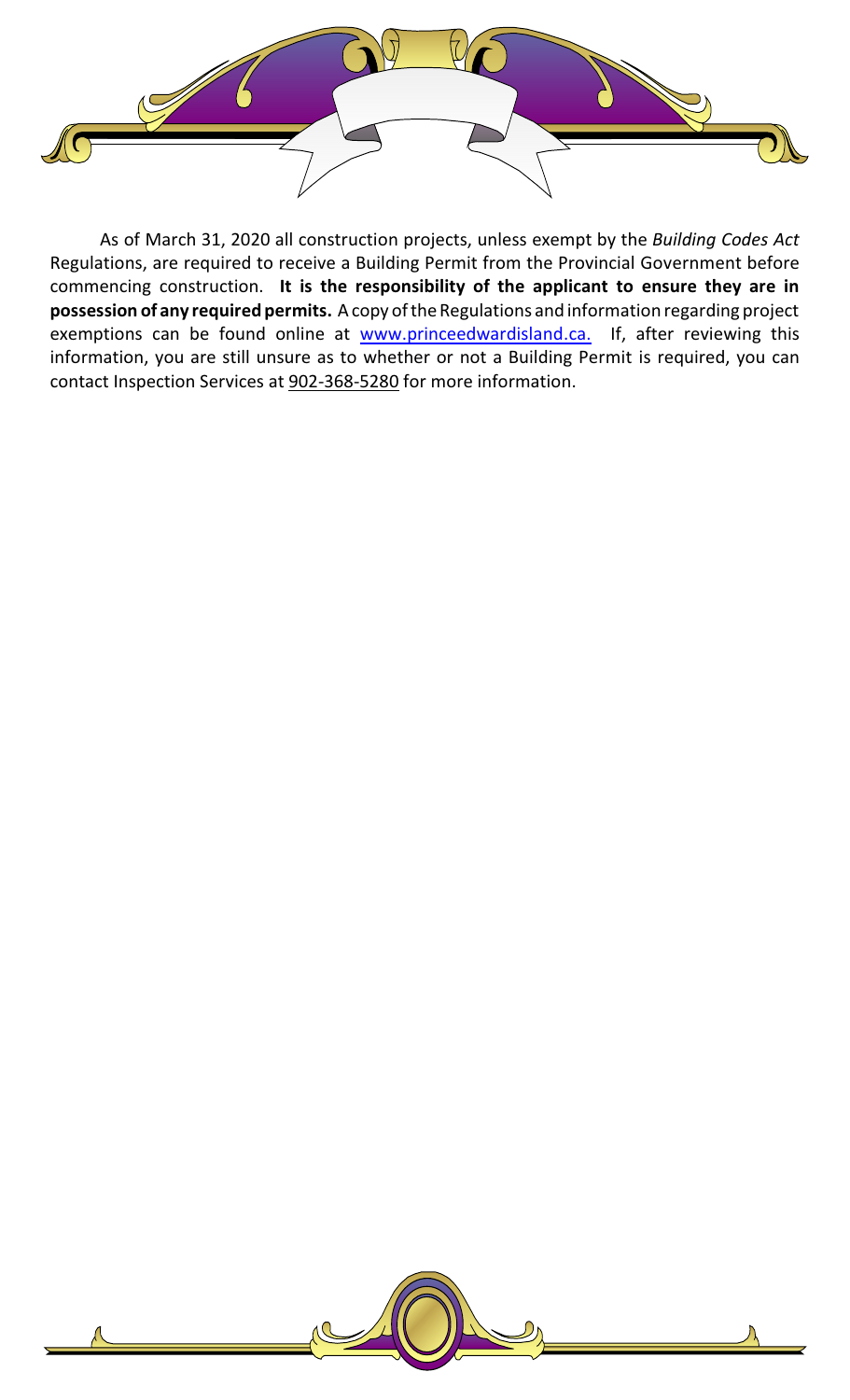As of March 31, 2020 all construction projects, unless exempt by the *Building Codes Act* Regulations, are required to receive a Building Permit from the Provincial Government before commencing construction. **It is the responsibility of the applicant to ensure they are in possession of any required permits.** A copy of the Regulations and information regarding project exemptions can be found online at [www.princeedwardisland.ca.](http://www.princeedwardisland.ca) If, after reviewing this information, you are still unsure as to whether or not a Building Permit is required, you can contact Inspection Services at 902-368-5280 for more information.